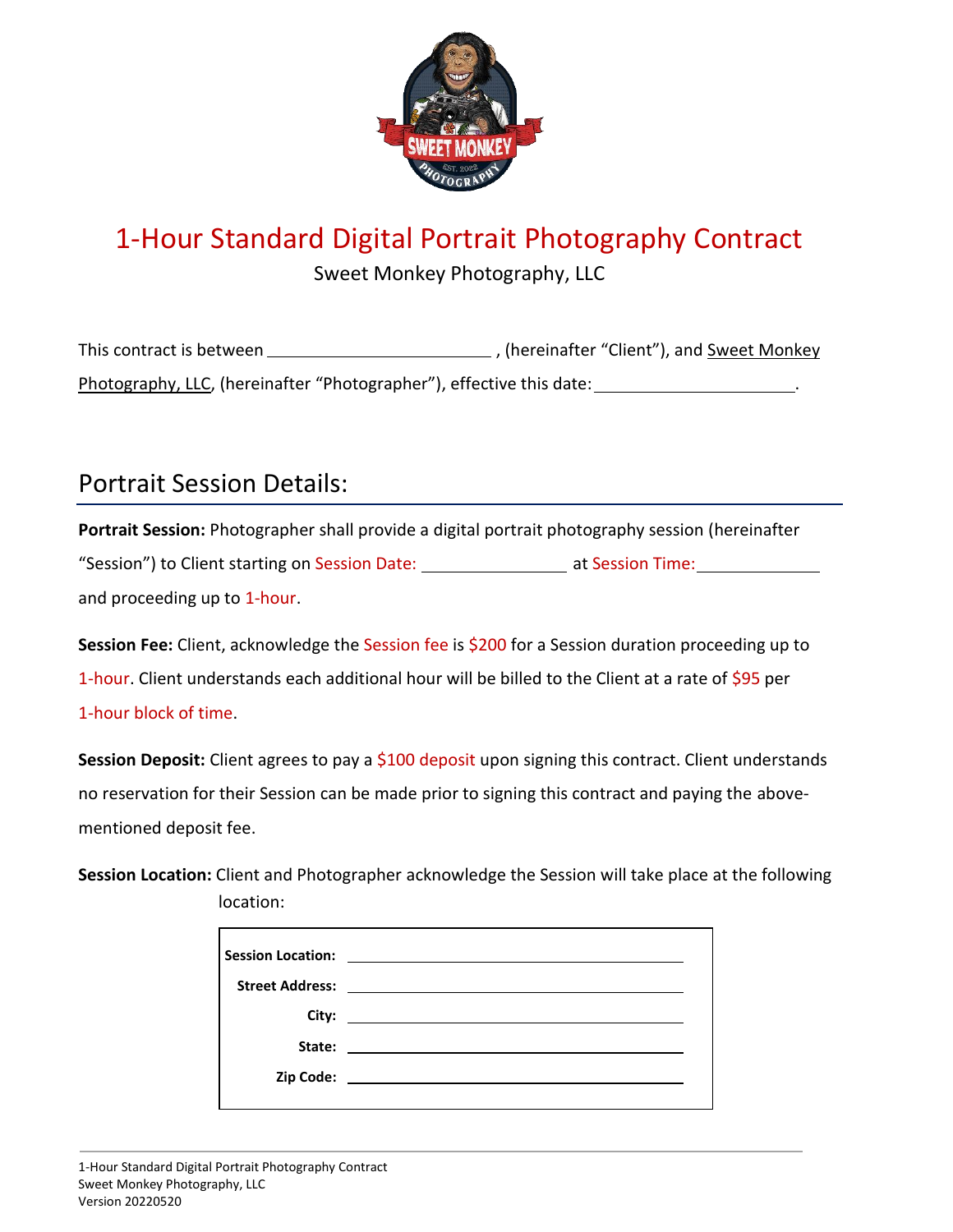# 1-Hour Standard Digital Portrait Photography Contract

Sweet Monkey Photography, LLC

This contract is between \_\_\_\_\_\_\_\_\_\_\_\_\_\_\_\_\_\_\_\_\_\_\_\_\_\_ , (hereinafter "Client"), and Sweet Monkey Photography, LLC, (hereinafter "Photographer"), effective this date: \_\_\_\_\_\_\_\_\_\_\_\_\_\_\_\_\_\_\_\_\_\_\_.

## Portrait Session Details:

**Portrait Session:** Photographer shall provide a digital portrait photography session (hereinafter "Session") to Client starting on Session Date: \_\_\_\_\_\_\_\_\_\_\_\_\_\_\_\_ at Session Time: \_\_\_\_\_\_\_\_\_\_\_\_\_\_ and proceeding up to 1-hour.

**Session Fee:** Client, acknowledge the Session fee is $200 for a Session duration proceeding up to 1-hour. Client understands each additional hour will be billed to the Client at a rate of $95 per 1-hour block of time.

**Session Deposit:** Client agrees to pay a $100 deposit upon signing this contract. Client understands no reservation for their Session can be made prior to signing this contract and paying the above-mentioned deposit fee.

**Session Location:** Client and Photographer acknowledge the Session will take place at the following location:

| | |
|---|---|
| **Session Location:** | \_\_\_\_\_\_\_\_\_\_\_\_\_\_\_\_\_\_\_\_\_\_\_\_\_\_\_\_ |
| **Street Address:** | \_\_\_\_\_\_\_\_\_\_\_\_\_\_\_\_\_\_\_\_\_\_\_\_\_\_\_\_ |
| **City:** | \_\_\_\_\_\_\_\_\_\_\_\_\_\_\_\_\_\_\_\_\_\_\_\_\_\_\_\_ |
| **State:** | \_\_\_\_\_\_\_\_\_\_\_\_\_\_\_\_\_\_\_\_\_\_\_\_\_\_\_\_ |
| **Zip Code:** | \_\_\_\_\_\_\_\_\_\_\_\_\_\_\_\_\_\_\_\_\_\_\_\_\_\_\_\_ |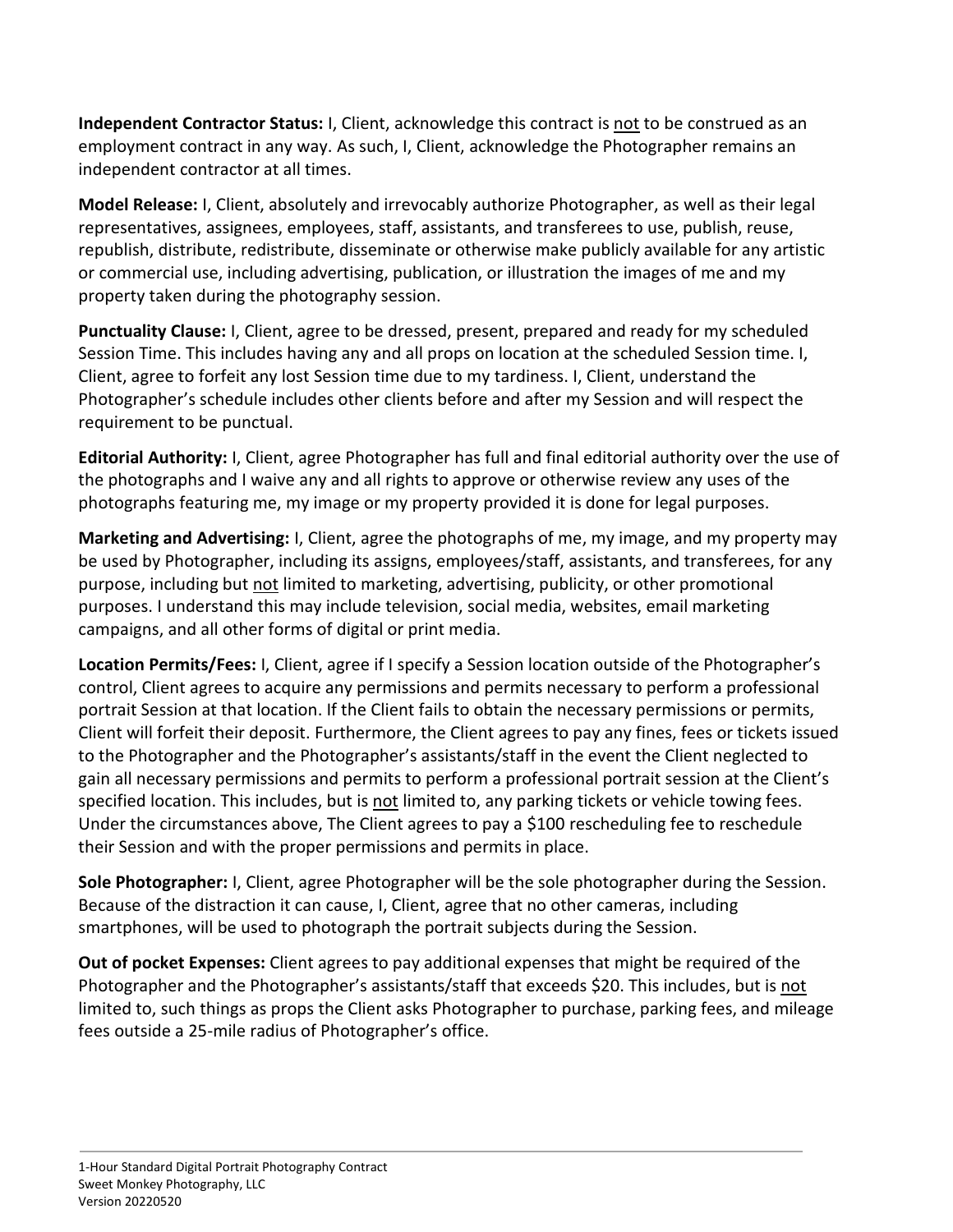**Independent Contractor Status:** I, Client, acknowledge this contract is <u>not</u> to be construed as an employment contract in any way. As such, I, Client, acknowledge the Photographer remains an independent contractor at all times.

**Model Release:** I, Client, absolutely and irrevocably authorize Photographer, as well as their legal representatives, assignees, employees, staff, assistants, and transferees to use, publish, reuse, republish, distribute, redistribute, disseminate or otherwise make publicly available for any artistic or commercial use, including advertising, publication, or illustration the images of me and my property taken during the photography session.

**Punctuality Clause:** I, Client, agree to be dressed, present, prepared and ready for my scheduled Session Time. This includes having any and all props on location at the scheduled Session time. I, Client, agree to forfeit any lost Session time due to my tardiness. I, Client, understand the Photographer's schedule includes other clients before and after my Session and will respect the requirement to be punctual.

**Editorial Authority:** I, Client, agree Photographer has full and final editorial authority over the use of the photographs and I waive any and all rights to approve or otherwise review any uses of the photographs featuring me, my image or my property provided it is done for legal purposes.

**Marketing and Advertising:** I, Client, agree the photographs of me, my image, and my property may be used by Photographer, including its assigns, employees/staff, assistants, and transferees, for any purpose, including but <u>not</u> limited to marketing, advertising, publicity, or other promotional purposes. I understand this may include television, social media, websites, email marketing campaigns, and all other forms of digital or print media.

**Location Permits/Fees:** I, Client, agree if I specify a Session location outside of the Photographer's control, Client agrees to acquire any permissions and permits necessary to perform a professional portrait Session at that location. If the Client fails to obtain the necessary permissions or permits, Client will forfeit their deposit. Furthermore, the Client agrees to pay any fines, fees or tickets issued to the Photographer and the Photographer's assistants/staff in the event the Client neglected to gain all necessary permissions and permits to perform a professional portrait session at the Client's specified location. This includes, but is <u>not</u> limited to, any parking tickets or vehicle towing fees. Under the circumstances above, The Client agrees to pay a $100 rescheduling fee to reschedule their Session and with the proper permissions and permits in place.

**Sole Photographer:** I, Client, agree Photographer will be the sole photographer during the Session. Because of the distraction it can cause, I, Client, agree that no other cameras, including smartphones, will be used to photograph the portrait subjects during the Session.

**Out of pocket Expenses:** Client agrees to pay additional expenses that might be required of the Photographer and the Photographer's assistants/staff that exceeds $20. This includes, but is <u>not</u> limited to, such things as props the Client asks Photographer to purchase, parking fees, and mileage fees outside a 25-mile radius of Photographer's office.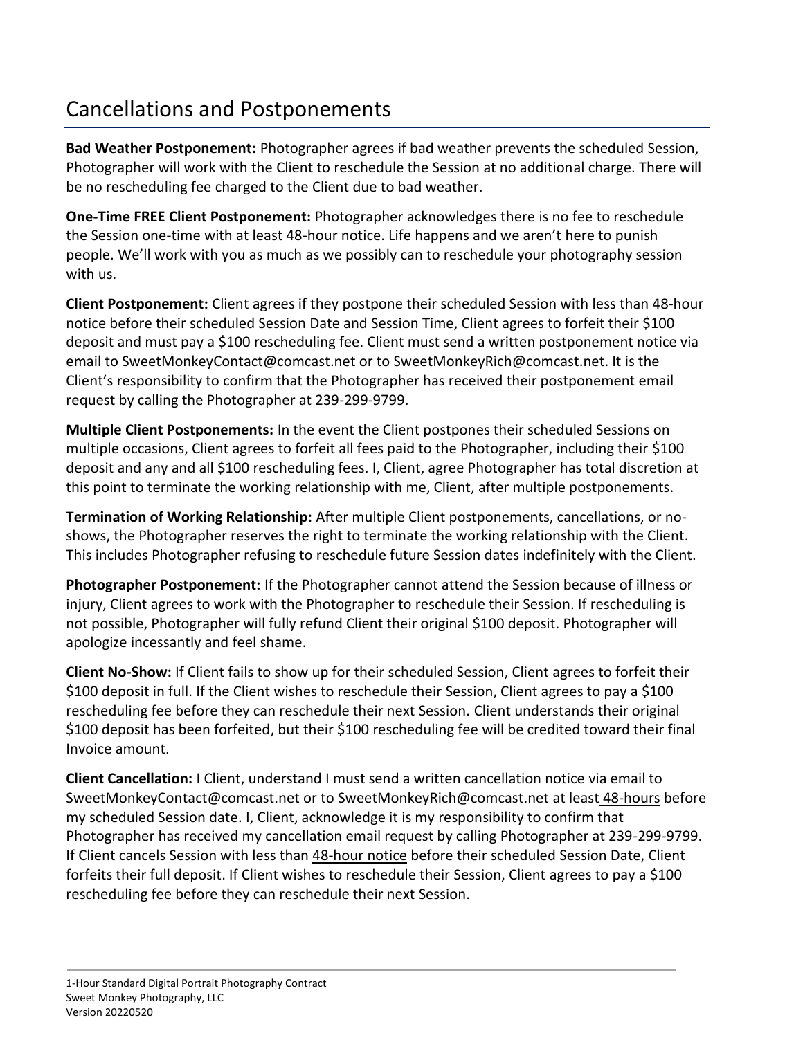## Cancellations and Postponements

**Bad Weather Postponement:** Photographer agrees if bad weather prevents the scheduled Session, Photographer will work with the Client to reschedule the Session at no additional charge. There will be no rescheduling fee charged to the Client due to bad weather.

**One-Time FREE Client Postponement:** Photographer acknowledges there is no fee to reschedule the Session one-time with at least 48-hour notice. Life happens and we aren't here to punish people. We'll work with you as much as we possibly can to reschedule your photography session with us.

**Client Postponement:** Client agrees if they postpone their scheduled Session with less than 48-hour notice before their scheduled Session Date and Session Time, Client agrees to forfeit their $100 deposit and must pay a $100 rescheduling fee. Client must send a written postponement notice via email to SweetMonkeyContact@comcast.net or to SweetMonkeyRich@comcast.net. It is the Client's responsibility to confirm that the Photographer has received their postponement email request by calling the Photographer at 239-299-9799.

**Multiple Client Postponements:** In the event the Client postpones their scheduled Sessions on multiple occasions, Client agrees to forfeit all fees paid to the Photographer, including their $100 deposit and any and all $100 rescheduling fees. I, Client, agree Photographer has total discretion at this point to terminate the working relationship with me, Client, after multiple postponements.

**Termination of Working Relationship:** After multiple Client postponements, cancellations, or no-shows, the Photographer reserves the right to terminate the working relationship with the Client. This includes Photographer refusing to reschedule future Session dates indefinitely with the Client.

**Photographer Postponement:** If the Photographer cannot attend the Session because of illness or injury, Client agrees to work with the Photographer to reschedule their Session. If rescheduling is not possible, Photographer will fully refund Client their original $100 deposit. Photographer will apologize incessantly and feel shame.

**Client No-Show:** If Client fails to show up for their scheduled Session, Client agrees to forfeit their $100 deposit in full. If the Client wishes to reschedule their Session, Client agrees to pay a $100 rescheduling fee before they can reschedule their next Session. Client understands their original $100 deposit has been forfeited, but their $100 rescheduling fee will be credited toward their final Invoice amount.

**Client Cancellation:** I Client, understand I must send a written cancellation notice via email to SweetMonkeyContact@comcast.net or to SweetMonkeyRich@comcast.net at least 48-hours before my scheduled Session date. I, Client, acknowledge it is my responsibility to confirm that Photographer has received my cancellation email request by calling Photographer at 239-299-9799. If Client cancels Session with less than 48-hour notice before their scheduled Session Date, Client forfeits their full deposit. If Client wishes to reschedule their Session, Client agrees to pay a $100 rescheduling fee before they can reschedule their next Session.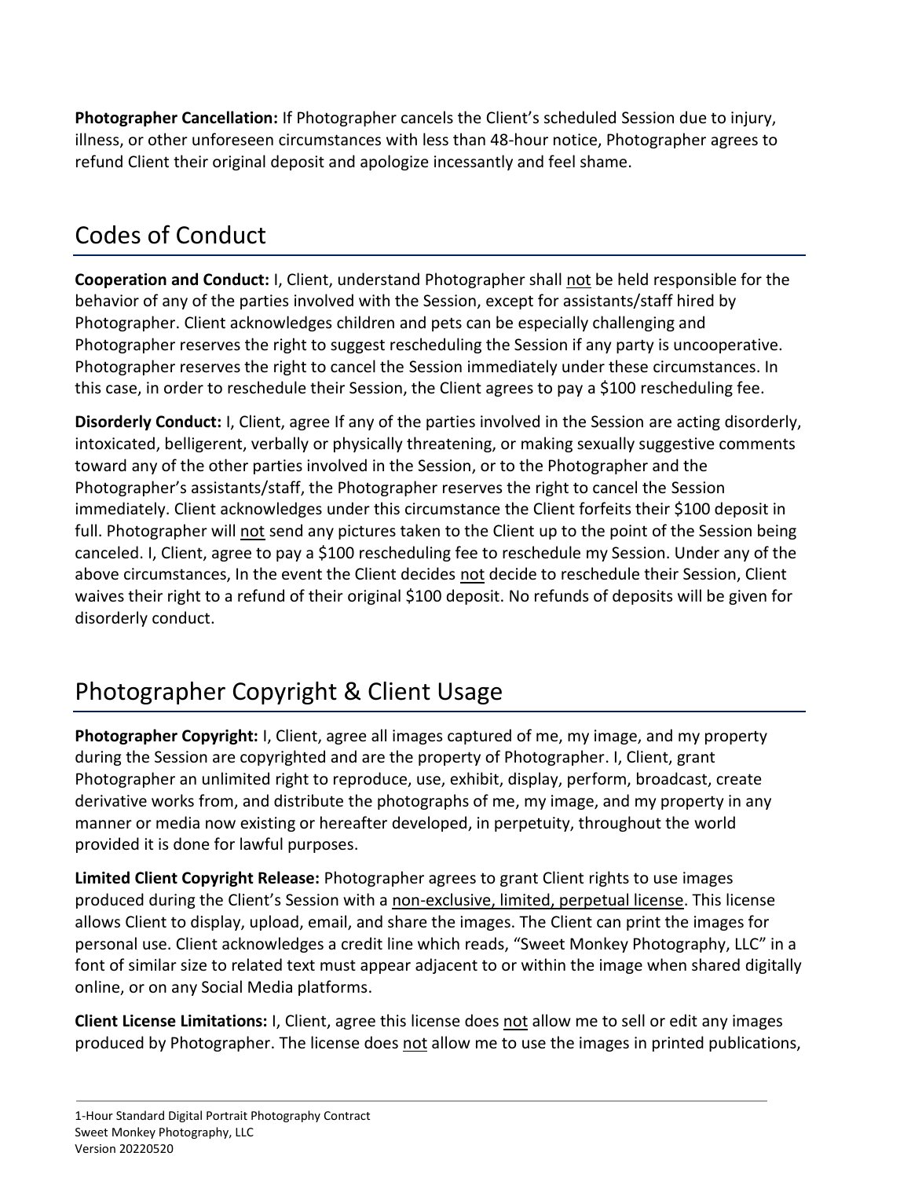**Photographer Cancellation:** If Photographer cancels the Client's scheduled Session due to injury, illness, or other unforeseen circumstances with less than 48-hour notice, Photographer agrees to refund Client their original deposit and apologize incessantly and feel shame.

## Codes of Conduct

**Cooperation and Conduct:** I, Client, understand Photographer shall <u>not</u> be held responsible for the behavior of any of the parties involved with the Session, except for assistants/staff hired by Photographer. Client acknowledges children and pets can be especially challenging and Photographer reserves the right to suggest rescheduling the Session if any party is uncooperative. Photographer reserves the right to cancel the Session immediately under these circumstances. In this case, in order to reschedule their Session, the Client agrees to pay a $100 rescheduling fee.

**Disorderly Conduct:** I, Client, agree If any of the parties involved in the Session are acting disorderly, intoxicated, belligerent, verbally or physically threatening, or making sexually suggestive comments toward any of the other parties involved in the Session, or to the Photographer and the Photographer's assistants/staff, the Photographer reserves the right to cancel the Session immediately. Client acknowledges under this circumstance the Client forfeits their $100 deposit in full. Photographer will <u>not</u> send any pictures taken to the Client up to the point of the Session being canceled. I, Client, agree to pay a $100 rescheduling fee to reschedule my Session. Under any of the above circumstances, In the event the Client decides <u>not</u> decide to reschedule their Session, Client waives their right to a refund of their original $100 deposit. No refunds of deposits will be given for disorderly conduct.

## Photographer Copyright & Client Usage

**Photographer Copyright:** I, Client, agree all images captured of me, my image, and my property during the Session are copyrighted and are the property of Photographer. I, Client, grant Photographer an unlimited right to reproduce, use, exhibit, display, perform, broadcast, create derivative works from, and distribute the photographs of me, my image, and my property in any manner or media now existing or hereafter developed, in perpetuity, throughout the world provided it is done for lawful purposes.

**Limited Client Copyright Release:** Photographer agrees to grant Client rights to use images produced during the Client's Session with a <u>non-exclusive, limited, perpetual license</u>. This license allows Client to display, upload, email, and share the images. The Client can print the images for personal use. Client acknowledges a credit line which reads, "Sweet Monkey Photography, LLC" in a font of similar size to related text must appear adjacent to or within the image when shared digitally online, or on any Social Media platforms.

**Client License Limitations:** I, Client, agree this license does <u>not</u> allow me to sell or edit any images produced by Photographer. The license does <u>not</u> allow me to use the images in printed publications,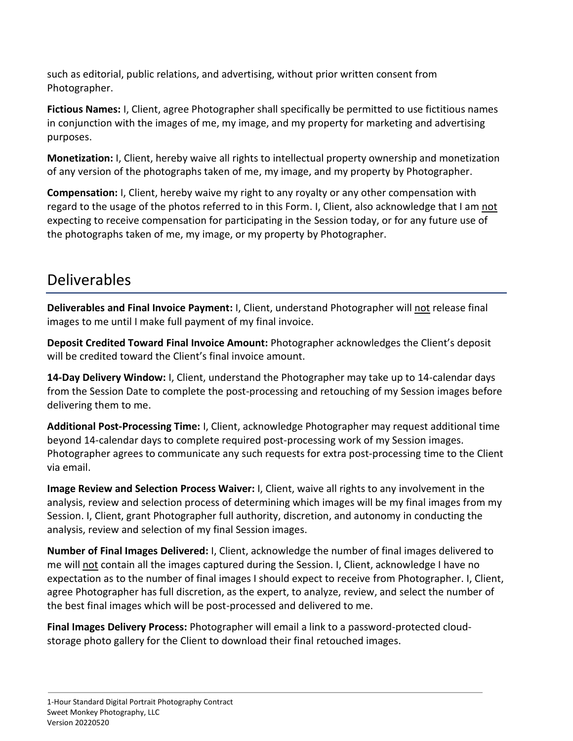such as editorial, public relations, and advertising, without prior written consent from Photographer.

**Fictious Names:** I, Client, agree Photographer shall specifically be permitted to use fictitious names in conjunction with the images of me, my image, and my property for marketing and advertising purposes.

**Monetization:** I, Client, hereby waive all rights to intellectual property ownership and monetization of any version of the photographs taken of me, my image, and my property by Photographer.

**Compensation:** I, Client, hereby waive my right to any royalty or any other compensation with regard to the usage of the photos referred to in this Form. I, Client, also acknowledge that I am <u>not</u> expecting to receive compensation for participating in the Session today, or for any future use of the photographs taken of me, my image, or my property by Photographer.

## Deliverables

**Deliverables and Final Invoice Payment:** I, Client, understand Photographer will <u>not</u> release final images to me until I make full payment of my final invoice.

**Deposit Credited Toward Final Invoice Amount:** Photographer acknowledges the Client's deposit will be credited toward the Client's final invoice amount.

**14-Day Delivery Window:** I, Client, understand the Photographer may take up to 14-calendar days from the Session Date to complete the post-processing and retouching of my Session images before delivering them to me.

**Additional Post-Processing Time:** I, Client, acknowledge Photographer may request additional time beyond 14-calendar days to complete required post-processing work of my Session images. Photographer agrees to communicate any such requests for extra post-processing time to the Client via email.

**Image Review and Selection Process Waiver:** I, Client, waive all rights to any involvement in the analysis, review and selection process of determining which images will be my final images from my Session. I, Client, grant Photographer full authority, discretion, and autonomy in conducting the analysis, review and selection of my final Session images.

**Number of Final Images Delivered:** I, Client, acknowledge the number of final images delivered to me will <u>not</u> contain all the images captured during the Session. I, Client, acknowledge I have no expectation as to the number of final images I should expect to receive from Photographer. I, Client, agree Photographer has full discretion, as the expert, to analyze, review, and select the number of the best final images which will be post-processed and delivered to me.

**Final Images Delivery Process:** Photographer will email a link to a password-protected cloud-storage photo gallery for the Client to download their final retouched images.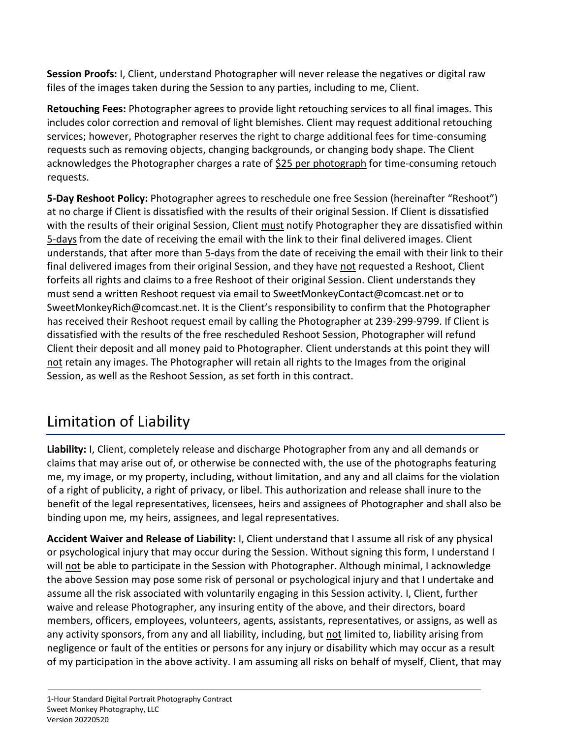**Session Proofs:** I, Client, understand Photographer will never release the negatives or digital raw files of the images taken during the Session to any parties, including to me, Client.

**Retouching Fees:** Photographer agrees to provide light retouching services to all final images. This includes color correction and removal of light blemishes. Client may request additional retouching services; however, Photographer reserves the right to charge additional fees for time-consuming requests such as removing objects, changing backgrounds, or changing body shape. The Client acknowledges the Photographer charges a rate of <u>$25 per photograph</u> for time-consuming retouch requests.

**5-Day Reshoot Policy:** Photographer agrees to reschedule one free Session (hereinafter "Reshoot") at no charge if Client is dissatisfied with the results of their original Session. If Client is dissatisfied with the results of their original Session, Client <u>must</u> notify Photographer they are dissatisfied within <u>5-days</u> from the date of receiving the email with the link to their final delivered images. Client understands, that after more than <u>5-days</u> from the date of receiving the email with their link to their final delivered images from their original Session, and they have <u>not</u> requested a Reshoot, Client forfeits all rights and claims to a free Reshoot of their original Session. Client understands they must send a written Reshoot request via email to SweetMonkeyContact@comcast.net or to SweetMonkeyRich@comcast.net. It is the Client's responsibility to confirm that the Photographer has received their Reshoot request email by calling the Photographer at 239-299-9799. If Client is dissatisfied with the results of the free rescheduled Reshoot Session, Photographer will refund Client their deposit and all money paid to Photographer. Client understands at this point they will <u>not</u> retain any images. The Photographer will retain all rights to the Images from the original Session, as well as the Reshoot Session, as set forth in this contract.

## Limitation of Liability

**Liability:** I, Client, completely release and discharge Photographer from any and all demands or claims that may arise out of, or otherwise be connected with, the use of the photographs featuring me, my image, or my property, including, without limitation, and any and all claims for the violation of a right of publicity, a right of privacy, or libel. This authorization and release shall inure to the benefit of the legal representatives, licensees, heirs and assignees of Photographer and shall also be binding upon me, my heirs, assignees, and legal representatives.

**Accident Waiver and Release of Liability:** I, Client understand that I assume all risk of any physical or psychological injury that may occur during the Session. Without signing this form, I understand I will <u>not</u> be able to participate in the Session with Photographer. Although minimal, I acknowledge the above Session may pose some risk of personal or psychological injury and that I undertake and assume all the risk associated with voluntarily engaging in this Session activity. I, Client, further waive and release Photographer, any insuring entity of the above, and their directors, board members, officers, employees, volunteers, agents, assistants, representatives, or assigns, as well as any activity sponsors, from any and all liability, including, but <u>not</u> limited to, liability arising from negligence or fault of the entities or persons for any injury or disability which may occur as a result of my participation in the above activity. I am assuming all risks on behalf of myself, Client, that may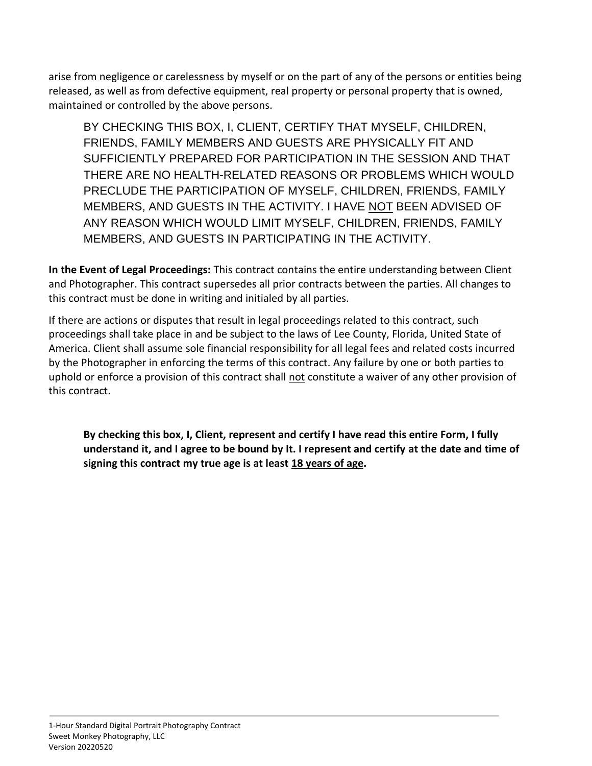arise from negligence or carelessness by myself or on the part of any of the persons or entities being released, as well as from defective equipment, real property or personal property that is owned, maintained or controlled by the above persons.

BY CHECKING THIS BOX, I, CLIENT, CERTIFY THAT MYSELF, CHILDREN, FRIENDS, FAMILY MEMBERS AND GUESTS ARE PHYSICALLY FIT AND SUFFICIENTLY PREPARED FOR PARTICIPATION IN THE SESSION AND THAT THERE ARE NO HEALTH-RELATED REASONS OR PROBLEMS WHICH WOULD PRECLUDE THE PARTICIPATION OF MYSELF, CHILDREN, FRIENDS, FAMILY MEMBERS, AND GUESTS IN THE ACTIVITY. I HAVE <u>NOT</u> BEEN ADVISED OF ANY REASON WHICH WOULD LIMIT MYSELF, CHILDREN, FRIENDS, FAMILY MEMBERS, AND GUESTS IN PARTICIPATING IN THE ACTIVITY.

**In the Event of Legal Proceedings:** This contract contains the entire understanding between Client and Photographer. This contract supersedes all prior contracts between the parties. All changes to this contract must be done in writing and initialed by all parties.

If there are actions or disputes that result in legal proceedings related to this contract, such proceedings shall take place in and be subject to the laws of Lee County, Florida, United State of America. Client shall assume sole financial responsibility for all legal fees and related costs incurred by the Photographer in enforcing the terms of this contract. Any failure by one or both parties to uphold or enforce a provision of this contract shall <u>not</u> constitute a waiver of any other provision of this contract.

**By checking this box, I, Client, represent and certify I have read this entire Form, I fully understand it, and I agree to be bound by It. I represent and certify at the date and time of signing this contract my true age is at least <u>18 years of age</u>.**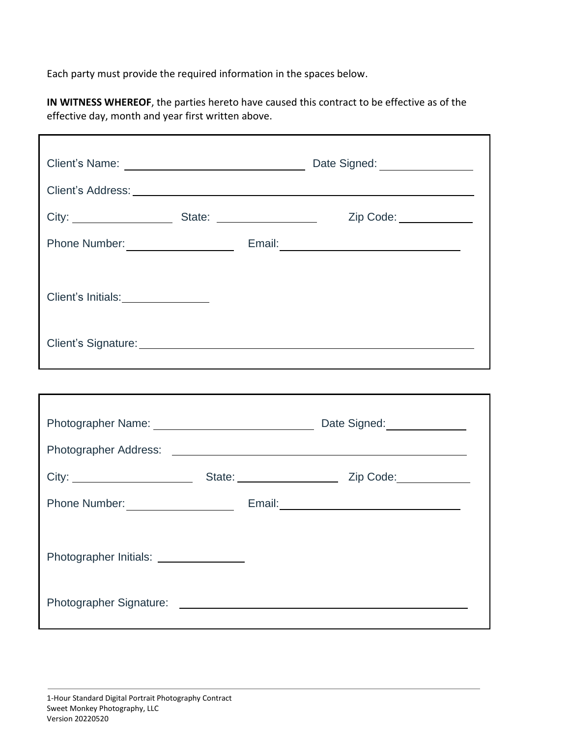Each party must provide the required information in the spaces below.

**IN WITNESS WHEREOF**, the parties hereto have caused this contract to be effective as of the effective day, month and year first written above.

Client's Name: ______________________________ Date Signed: _______________

Client's Address: ____________________________________________________________

City: ________________ State: ________________ Zip Code: ____________

Phone Number: __________________ Email: ____________________________

Client's Initials: ______________

Client's Signature: ____________________________________________________

Photographer Name: __________________________ Date Signed: ____________

Photographer Address: ________________________________________________

City: ____________________ State: ________________ Zip Code: ____________

Phone Number: __________________ Email: ____________________________

Photographer Initials: ______________

Photographer Signature: ______________________________________________

1-Hour Standard Digital Portrait Photography Contract
Sweet Monkey Photography, LLC
Version 20220520